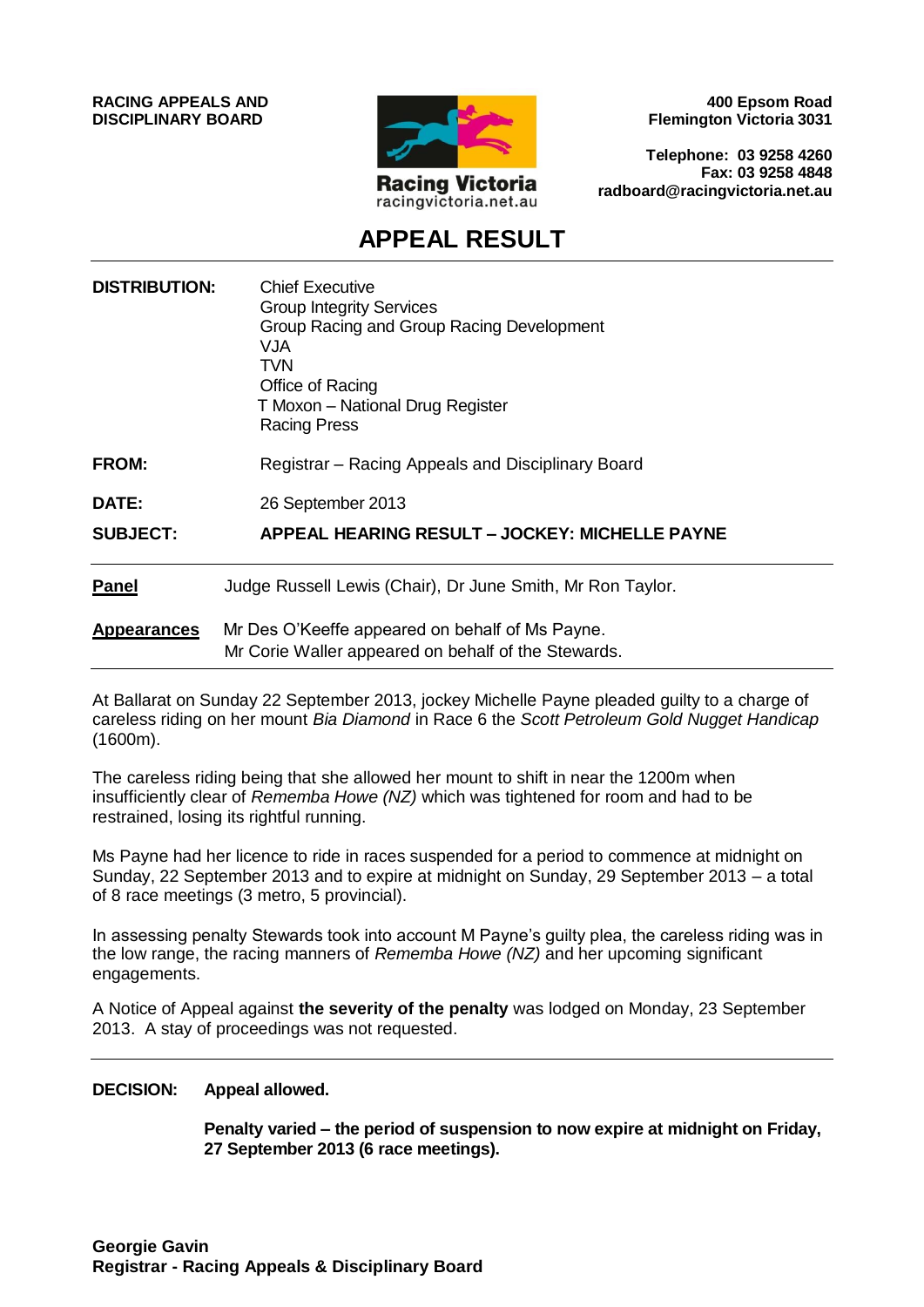**RACING APPEALS AND DISCIPLINARY BOARD**

Racing Victoria
racingvictoria.net.au

**400 Epsom Road**
**Flemington Victoria 3031**

**Telephone: 03 9258 4260**
**Fax: 03 9258 4848**
**radboard@racingvictoria.net.au**

# APPEAL RESULT

| | |
|---|---|
| **DISTRIBUTION:** | Chief Executive<br>Group Integrity Services<br>Group Racing and Group Racing Development<br>VJA<br>TVN<br>Office of Racing<br>T Moxon – National Drug Register<br>Racing Press |
| **FROM:** | Registrar – Racing Appeals and Disciplinary Board |
| **DATE:** | 26 September 2013 |
| **SUBJECT:** | **APPEAL HEARING RESULT – JOCKEY: MICHELLE PAYNE** |

**Panel** Judge Russell Lewis (Chair), Dr June Smith, Mr Ron Taylor.

**Appearances** Mr Des O'Keeffe appeared on behalf of Ms Payne.
Mr Corie Waller appeared on behalf of the Stewards.

At Ballarat on Sunday 22 September 2013, jockey Michelle Payne pleaded guilty to a charge of careless riding on her mount *Bia Diamond* in Race 6 the *Scott Petroleum Gold Nugget Handicap* (1600m).

The careless riding being that she allowed her mount to shift in near the 1200m when insufficiently clear of *Rememba Howe (NZ)* which was tightened for room and had to be restrained, losing its rightful running.

Ms Payne had her licence to ride in races suspended for a period to commence at midnight on Sunday, 22 September 2013 and to expire at midnight on Sunday, 29 September 2013 – a total of 8 race meetings (3 metro, 5 provincial).

In assessing penalty Stewards took into account M Payne's guilty plea, the careless riding was in the low range, the racing manners of *Rememba Howe (NZ)* and her upcoming significant engagements.

A Notice of Appeal against **the severity of the penalty** was lodged on Monday, 23 September 2013. A stay of proceedings was not requested.

**DECISION: Appeal allowed.**

**Penalty varied – the period of suspension to now expire at midnight on Friday, 27 September 2013 (6 race meetings).**

**Georgie Gavin**
**Registrar - Racing Appeals & Disciplinary Board**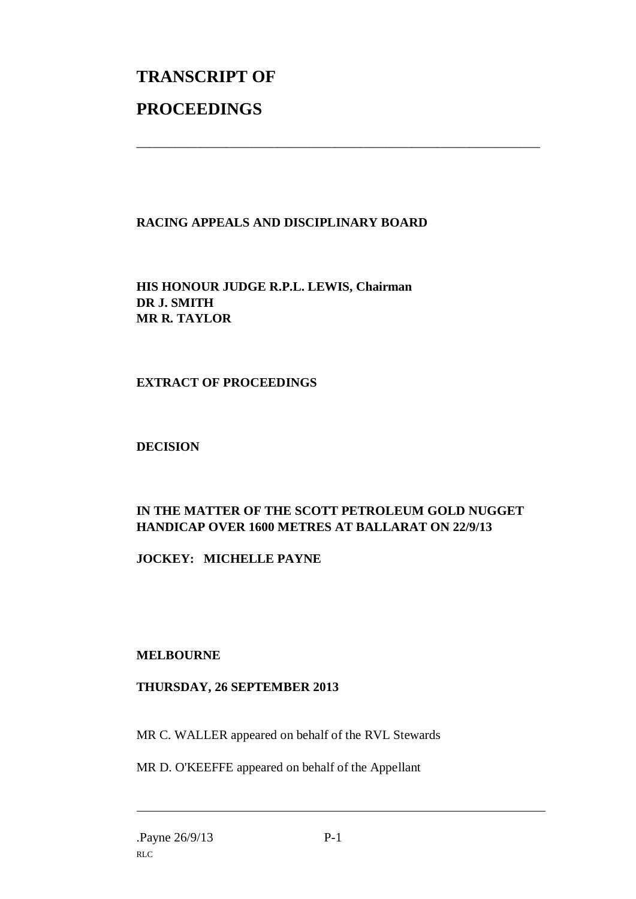# TRANSCRIPT OF

# PROCEEDINGS

---

**RACING APPEALS AND DISCIPLINARY BOARD**

**HIS HONOUR JUDGE R.P.L. LEWIS, Chairman**
**DR J. SMITH**
**MR R. TAYLOR**

**EXTRACT OF PROCEEDINGS**

**DECISION**

**IN THE MATTER OF THE SCOTT PETROLEUM GOLD NUGGET HANDICAP OVER 1600 METRES AT BALLARAT ON 22/9/13**

**JOCKEY: MICHELLE PAYNE**

**MELBOURNE**

**THURSDAY, 26 SEPTEMBER 2013**

MR C. WALLER appeared on behalf of the RVL Stewards

MR D. O'KEEFFE appeared on behalf of the Appellant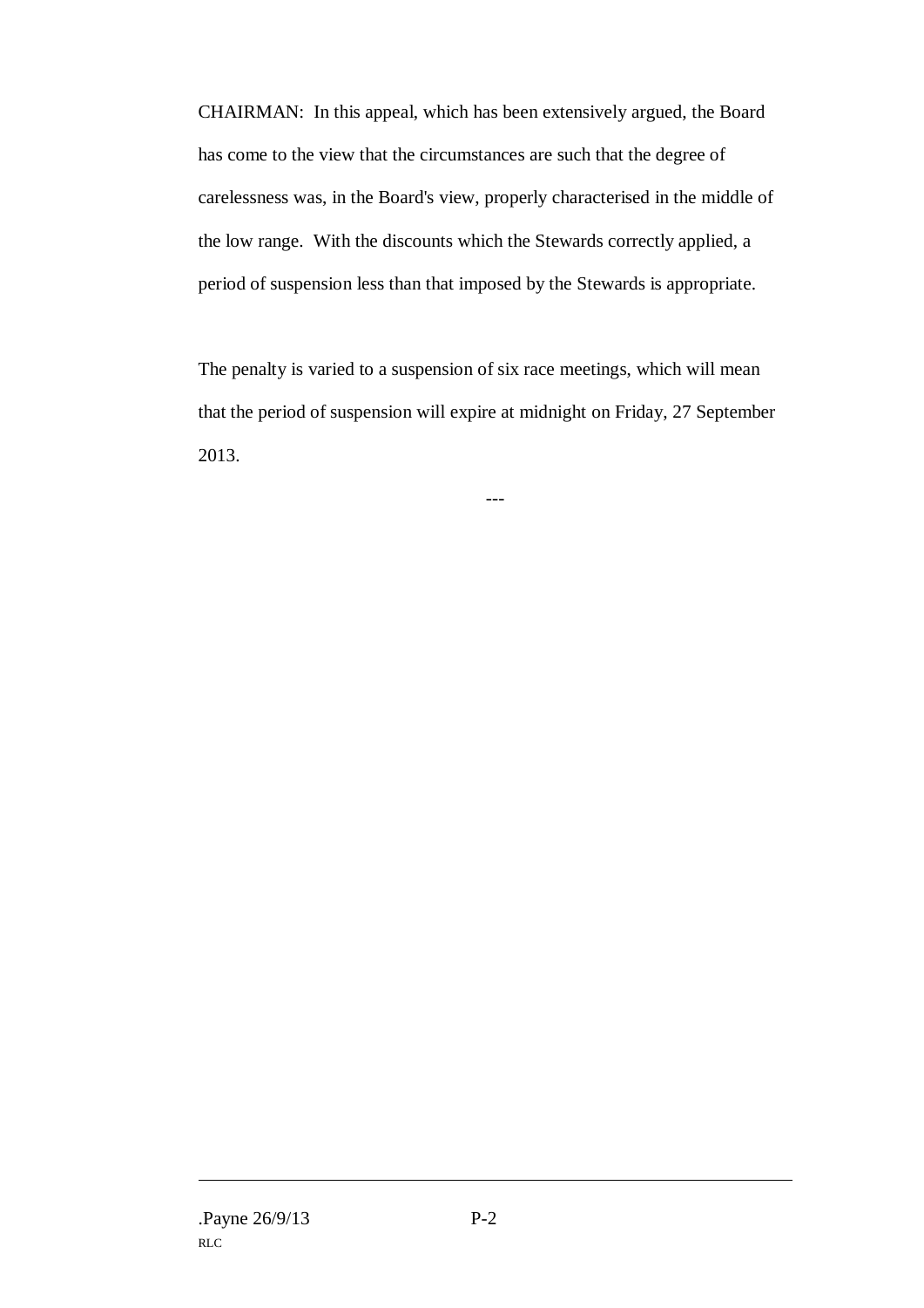CHAIRMAN: In this appeal, which has been extensively argued, the Board has come to the view that the circumstances are such that the degree of carelessness was, in the Board's view, properly characterised in the middle of the low range. With the discounts which the Stewards correctly applied, a period of suspension less than that imposed by the Stewards is appropriate.

The penalty is varied to a suspension of six race meetings, which will mean that the period of suspension will expire at midnight on Friday, 27 September 2013.

---